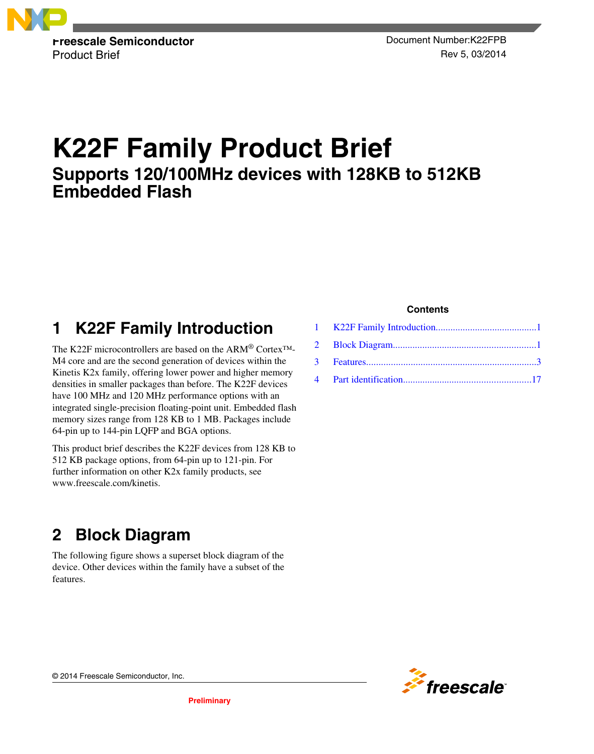Freescale Semiconductor
Product Brief

Document Number:K22FPB
Rev 5, 03/2014

# K22F Family Product Brief

## Supports 120/100MHz devices with 128KB to 512KB Embedded Flash

**Contents**

| | | |
|---|---|---|
| 1 | K22F Family Introduction | 1 |
| 2 | Block Diagram | 1 |
| 3 | Features | 3 |
| 4 | Part identification | 17 |

## 1 K22F Family Introduction

The K22F microcontrollers are based on the ARM® Cortex™-M4 core and are the second generation of devices within the Kinetis K2x family, offering lower power and higher memory densities in smaller packages than before. The K22F devices have 100 MHz and 120 MHz performance options with an integrated single-precision floating-point unit. Embedded flash memory sizes range from 128 KB to 1 MB. Packages include 64-pin up to 144-pin LQFP and BGA options.

This product brief describes the K22F devices from 128 KB to 512 KB package options, from 64-pin up to 121-pin. For further information on other K2x family products, see www.freescale.com/kinetis.

## 2 Block Diagram

The following figure shows a superset block diagram of the device. Other devices within the family have a subset of the features.

© 2014 Freescale Semiconductor, Inc.

Preliminary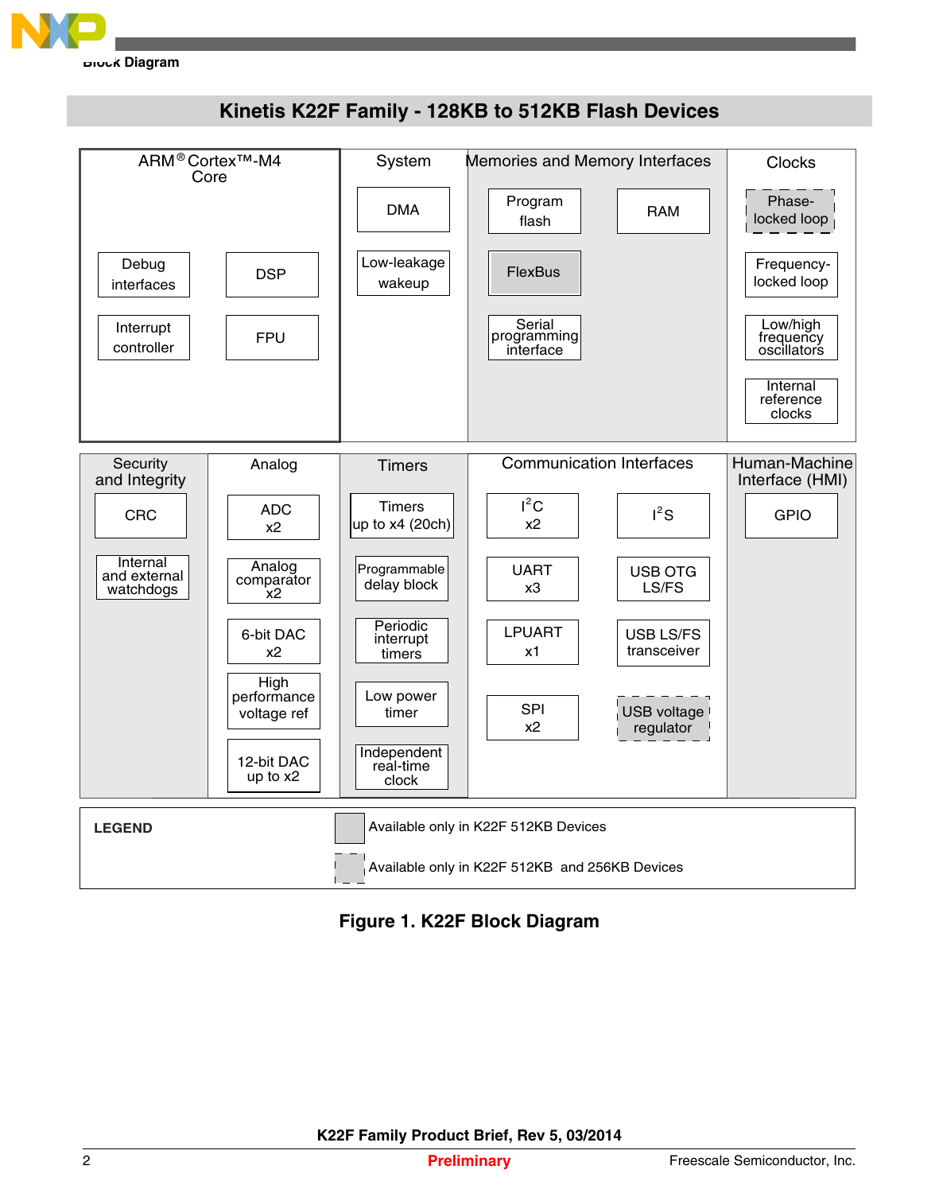## Block Diagram

### Kinetis K22F Family - 128KB to 512KB Flash Devices

**ARM® Cortex™-M4 Core**
- Debug interfaces
- DSP
- Interrupt controller
- FPU

**System**
- DMA
- Low-leakage wakeup

**Memories and Memory Interfaces**
- Program flash
- RAM
- FlexBus
- Serial programming interface

**Clocks**
- Phase-locked loop
- Frequency-locked loop
- Low/high frequency oscillators
- Internal reference clocks

**Security and Integrity**
- CRC
- Internal and external watchdogs

**Analog**
- ADC x2
- Analog comparator x2
- 6-bit DAC x2
- High performance voltage ref
- 12-bit DAC up to x2

**Timers**
- Timers up to x4 (20ch)
- Programmable delay block
- Periodic interrupt timers
- Low power timer
- Independent real-time clock

**Communication Interfaces**
- $I^2C$ x2
- $I^2S$
- UART x3
- USB OTG LS/FS
- LPUART x1
- USB LS/FS transceiver
- SPI x2
- USB voltage regulator

**Human-Machine Interface (HMI)**
- GPIO

**LEGEND**
- (solid shaded) Available only in K22F 512KB Devices
- (dashed shaded) Available only in K22F 512KB and 256KB Devices

**Figure 1. K22F Block Diagram**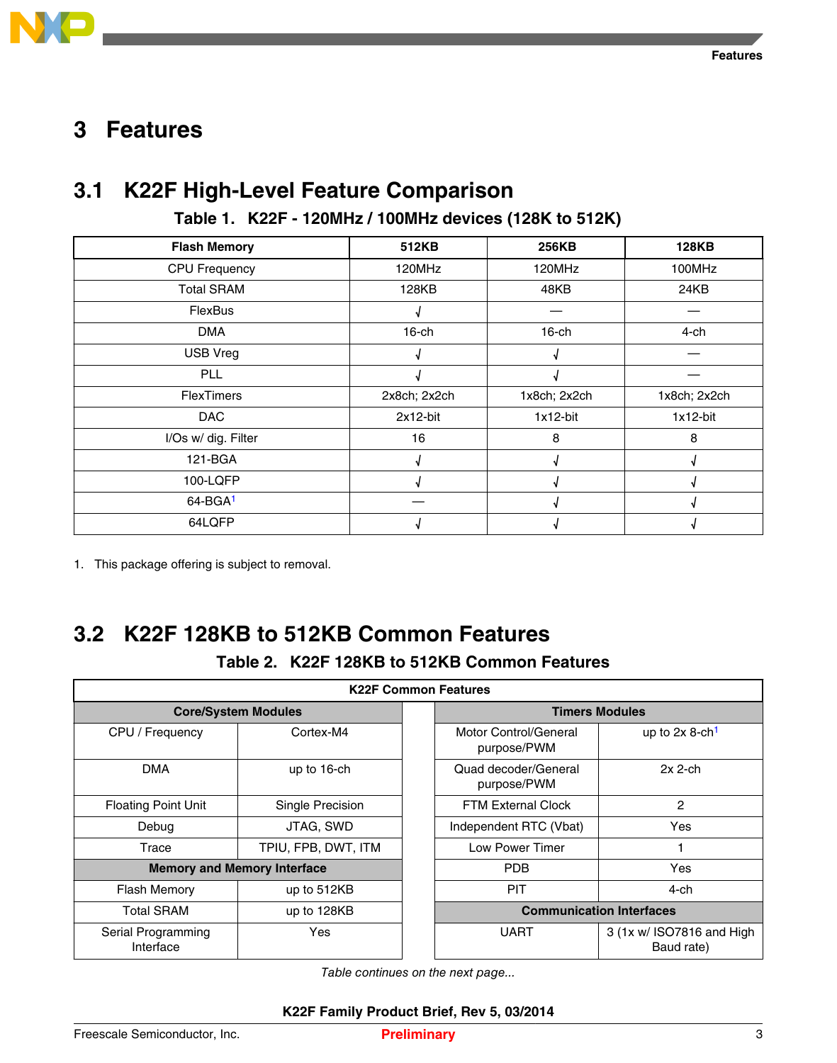# 3 Features

## 3.1 K22F High-Level Feature Comparison

**Table 1. K22F - 120MHz / 100MHz devices (128K to 512K)**

| Flash Memory | 512KB | 256KB | 128KB |
|---|---|---|---|
| CPU Frequency | 120MHz | 120MHz | 100MHz |
| Total SRAM | 128KB | 48KB | 24KB |
| FlexBus | √ | — | — |
| DMA | 16-ch | 16-ch | 4-ch |
| USB Vreg | √ | √ | — |
| PLL | √ | √ | — |
| FlexTimers | 2x8ch; 2x2ch | 1x8ch; 2x2ch | 1x8ch; 2x2ch |
| DAC | 2x12-bit | 1x12-bit | 1x12-bit |
| I/Os w/ dig. Filter | 16 | 8 | 8 |
| 121-BGA | √ | √ | √ |
| 100-LQFP | √ | √ | √ |
| 64-BGA[1] | — | √ | √ |
| 64LQFP | √ | √ | √ |

1. This package offering is subject to removal.

## 3.2 K22F 128KB to 512KB Common Features

**Table 2. K22F 128KB to 512KB Common Features**

| K22F Common Features | | | |
|---|---|---|---|
| **Core/System Modules** | | **Timers Modules** | |
| CPU / Frequency | Cortex-M4 | Motor Control/General purpose/PWM | up to 2x 8-ch[1] |
| DMA | up to 16-ch | Quad decoder/General purpose/PWM | 2x 2-ch |
| Floating Point Unit | Single Precision | FTM External Clock | 2 |
| Debug | JTAG, SWD | Independent RTC (Vbat) | Yes |
| Trace | TPIU, FPB, DWT, ITM | Low Power Timer | 1 |
| **Memory and Memory Interface** | | PDB | Yes |
| Flash Memory | up to 512KB | PIT | 4-ch |
| Total SRAM | up to 128KB | **Communication Interfaces** | |
| Serial Programming Interface | Yes | UART | 3 (1x w/ ISO7816 and High Baud rate) |

*Table continues on the next page...*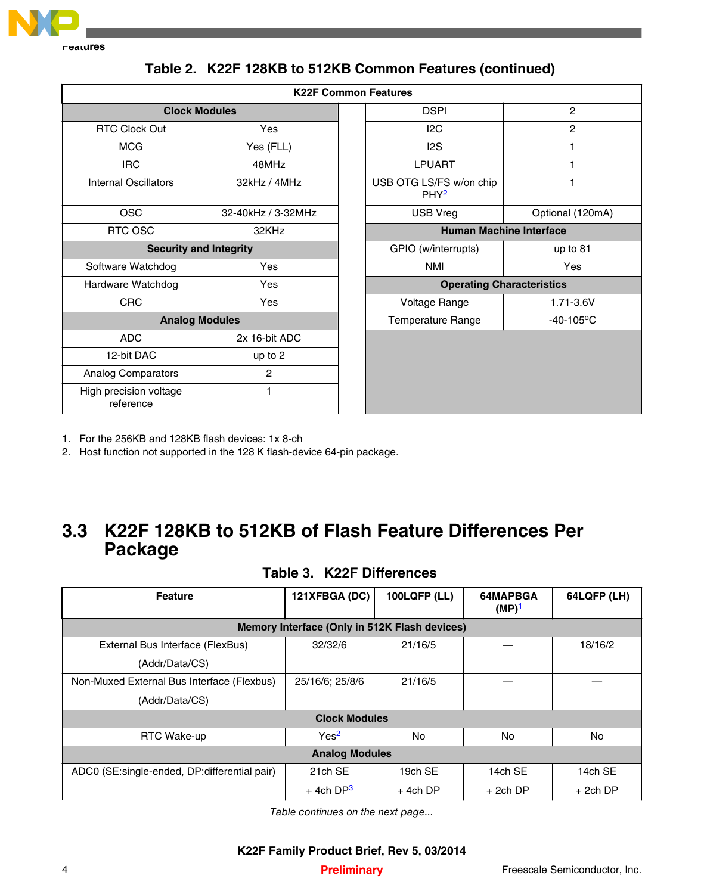**Table 2. K22F 128KB to 512KB Common Features (continued)**

| K22F Common Features | | | |
|---|---|---|---|
| **Clock Modules** | | DSPI | 2 |
| RTC Clock Out | Yes | I2C | 2 |
| MCG | Yes (FLL) | I2S | 1 |
| IRC | 48MHz | LPUART | 1 |
| Internal Oscillators | 32kHz / 4MHz | USB OTG LS/FS w/on chip PHY[2] | 1 |
| OSC | 32-40kHz / 3-32MHz | USB Vreg | Optional (120mA) |
| RTC OSC | 32KHz | **Human Machine Interface** | |
| **Security and Integrity** | | GPIO (w/interrupts) | up to 81 |
| Software Watchdog | Yes | NMI | Yes |
| Hardware Watchdog | Yes | **Operating Characteristics** | |
| CRC | Yes | Voltage Range | 1.71-3.6V |
| **Analog Modules** | | Temperature Range | -40-105°C |
| ADC | 2x 16-bit ADC | | |
| 12-bit DAC | up to 2 | | |
| Analog Comparators | 2 | | |
| High precision voltage reference | 1 | | |

1. For the 256KB and 128KB flash devices: 1x 8-ch
2. Host function not supported in the 128 K flash-device 64-pin package.

## 3.3 K22F 128KB to 512KB of Flash Feature Differences Per Package

**Table 3. K22F Differences**

| Feature | 121XFBGA (DC) | 100LQFP (LL) | 64MAPBGA (MP)[1] | 64LQFP (LH) |
|---|---|---|---|---|
| **Memory Interface (Only in 512K Flash devices)** | | | | |
| External Bus Interface (FlexBus) (Addr/Data/CS) | 32/32/6 | 21/16/5 | — | 18/16/2 |
| Non-Muxed External Bus Interface (Flexbus) (Addr/Data/CS) | 25/16/6; 25/8/6 | 21/16/5 | — | — |
| **Clock Modules** | | | | |
| RTC Wake-up | Yes[2] | No | No | No |
| **Analog Modules** | | | | |
| ADC0 (SE:single-ended, DP:differential pair) | 21ch SE + 4ch DP[3] | 19ch SE + 4ch DP | 14ch SE + 2ch DP | 14ch SE + 2ch DP |

*Table continues on the next page...*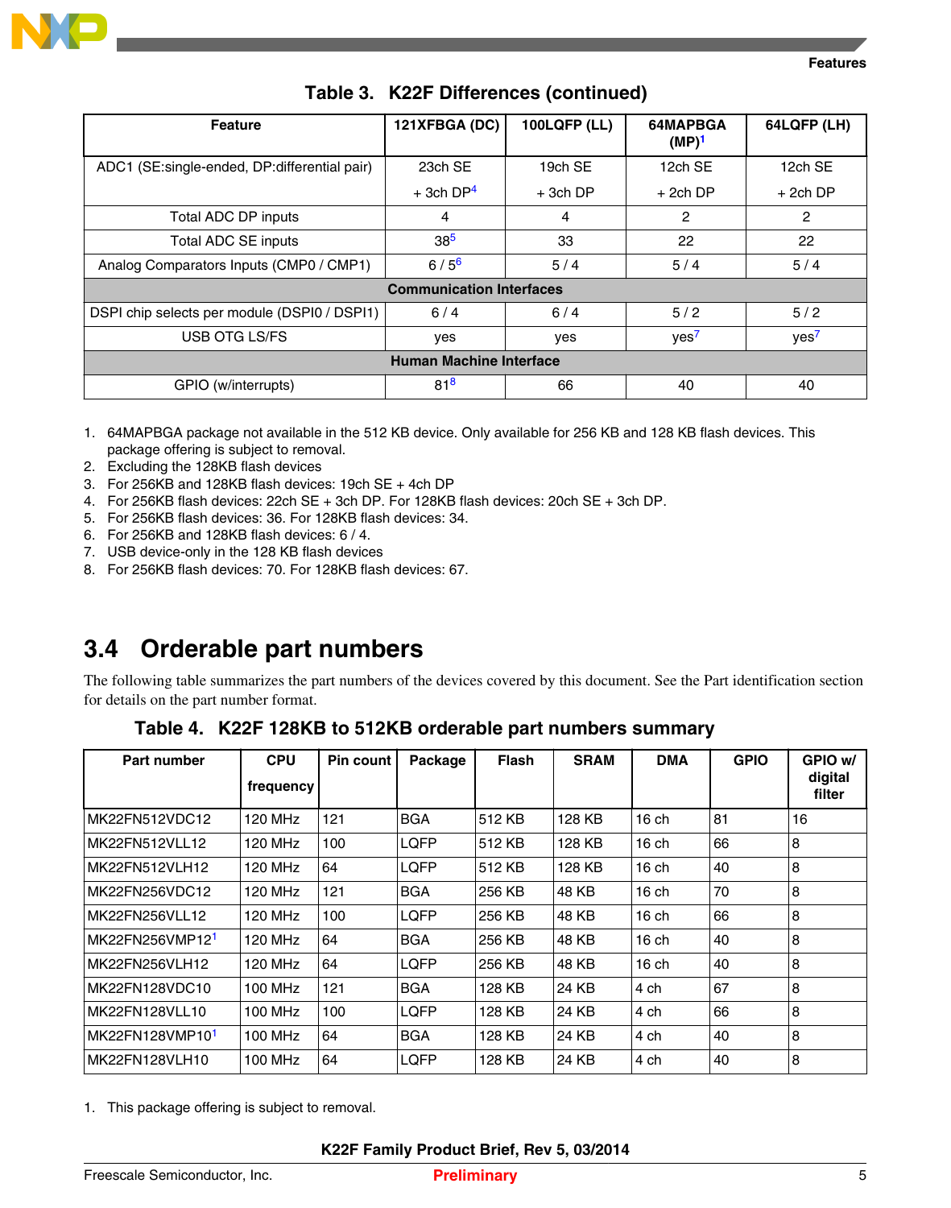**Table 3. K22F Differences (continued)**

| Feature | 121XFBGA (DC) | 100LQFP (LL) | 64MAPBGA (MP)[1] | 64LQFP (LH) |
|---|---|---|---|---|
| ADC1 (SE:single-ended, DP:differential pair) | 23ch SE + 3ch DP[4] | 19ch SE + 3ch DP | 12ch SE + 2ch DP | 12ch SE + 2ch DP |
| Total ADC DP inputs | 4 | 4 | 2 | 2 |
| Total ADC SE inputs | 38[5] | 33 | 22 | 22 |
| Analog Comparators Inputs (CMP0 / CMP1) | 6 / 5[6] | 5 / 4 | 5 / 4 | 5 / 4 |
| **Communication Interfaces** | | | | |
| DSPI chip selects per module (DSPI0 / DSPI1) | 6 / 4 | 6 / 4 | 5 / 2 | 5 / 2 |
| USB OTG LS/FS | yes | yes | yes[7] | yes[7] |
| **Human Machine Interface** | | | | |
| GPIO (w/interrupts) | 81[8] | 66 | 40 | 40 |

1. 64MAPBGA package not available in the 512 KB device. Only available for 256 KB and 128 KB flash devices. This package offering is subject to removal.
2. Excluding the 128KB flash devices
3. For 256KB and 128KB flash devices: 19ch SE + 4ch DP
4. For 256KB flash devices: 22ch SE + 3ch DP. For 128KB flash devices: 20ch SE + 3ch DP.
5. For 256KB flash devices: 36. For 128KB flash devices: 34.
6. For 256KB and 128KB flash devices: 6 / 4.
7. USB device-only in the 128 KB flash devices
8. For 256KB flash devices: 70. For 128KB flash devices: 67.

## 3.4 Orderable part numbers

The following table summarizes the part numbers of the devices covered by this document. See the Part identification section for details on the part number format.

**Table 4. K22F 128KB to 512KB orderable part numbers summary**

| Part number | CPU frequency | Pin count | Package | Flash | SRAM | DMA | GPIO | GPIO w/ digital filter |
|---|---|---|---|---|---|---|---|---|
| MK22FN512VDC12 | 120 MHz | 121 | BGA | 512 KB | 128 KB | 16 ch | 81 | 16 |
| MK22FN512VLL12 | 120 MHz | 100 | LQFP | 512 KB | 128 KB | 16 ch | 66 | 8 |
| MK22FN512VLH12 | 120 MHz | 64 | LQFP | 512 KB | 128 KB | 16 ch | 40 | 8 |
| MK22FN256VDC12 | 120 MHz | 121 | BGA | 256 KB | 48 KB | 16 ch | 70 | 8 |
| MK22FN256VLL12 | 120 MHz | 100 | LQFP | 256 KB | 48 KB | 16 ch | 66 | 8 |
| MK22FN256VMP12[1] | 120 MHz | 64 | BGA | 256 KB | 48 KB | 16 ch | 40 | 8 |
| MK22FN256VLH12 | 120 MHz | 64 | LQFP | 256 KB | 48 KB | 16 ch | 40 | 8 |
| MK22FN128VDC10 | 100 MHz | 121 | BGA | 128 KB | 24 KB | 4 ch | 67 | 8 |
| MK22FN128VLL10 | 100 MHz | 100 | LQFP | 128 KB | 24 KB | 4 ch | 66 | 8 |
| MK22FN128VMP10[1] | 100 MHz | 64 | BGA | 128 KB | 24 KB | 4 ch | 40 | 8 |
| MK22FN128VLH10 | 100 MHz | 64 | LQFP | 128 KB | 24 KB | 4 ch | 40 | 8 |

1. This package offering is subject to removal.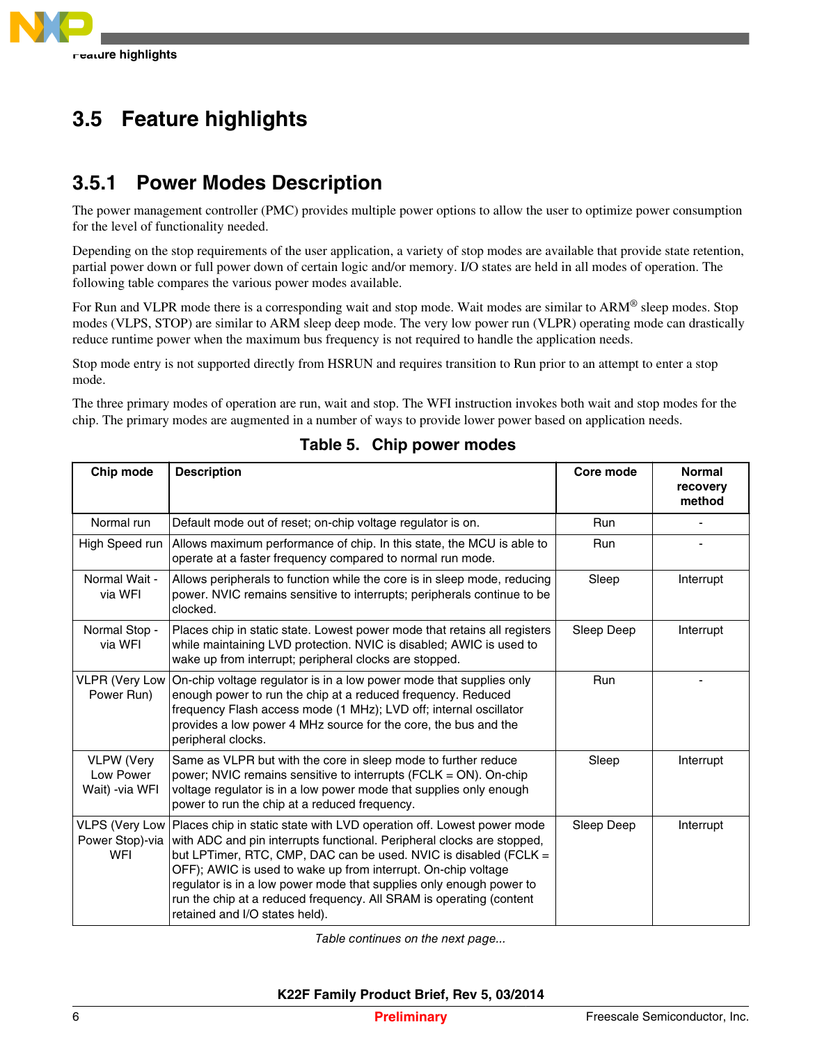## 3.5 Feature highlights

### 3.5.1 Power Modes Description

The power management controller (PMC) provides multiple power options to allow the user to optimize power consumption for the level of functionality needed.

Depending on the stop requirements of the user application, a variety of stop modes are available that provide state retention, partial power down or full power down of certain logic and/or memory. I/O states are held in all modes of operation. The following table compares the various power modes available.

For Run and VLPR mode there is a corresponding wait and stop mode. Wait modes are similar to ARM® sleep modes. Stop modes (VLPS, STOP) are similar to ARM sleep deep mode. The very low power run (VLPR) operating mode can drastically reduce runtime power when the maximum bus frequency is not required to handle the application needs.

Stop mode entry is not supported directly from HSRUN and requires transition to Run prior to an attempt to enter a stop mode.

The three primary modes of operation are run, wait and stop. The WFI instruction invokes both wait and stop modes for the chip. The primary modes are augmented in a number of ways to provide lower power based on application needs.

**Table 5. Chip power modes**

| Chip mode | Description | Core mode | Normal recovery method |
|---|---|---|---|
| Normal run | Default mode out of reset; on-chip voltage regulator is on. | Run | - |
| High Speed run | Allows maximum performance of chip. In this state, the MCU is able to operate at a faster frequency compared to normal run mode. | Run | - |
| Normal Wait - via WFI | Allows peripherals to function while the core is in sleep mode, reducing power. NVIC remains sensitive to interrupts; peripherals continue to be clocked. | Sleep | Interrupt |
| Normal Stop - via WFI | Places chip in static state. Lowest power mode that retains all registers while maintaining LVD protection. NVIC is disabled; AWIC is used to wake up from interrupt; peripheral clocks are stopped. | Sleep Deep | Interrupt |
| VLPR (Very Low Power Run) | On-chip voltage regulator is in a low power mode that supplies only enough power to run the chip at a reduced frequency. Reduced frequency Flash access mode (1 MHz); LVD off; internal oscillator provides a low power 4 MHz source for the core, the bus and the peripheral clocks. | Run | - |
| VLPW (Very Low Power Wait) -via WFI | Same as VLPR but with the core in sleep mode to further reduce power; NVIC remains sensitive to interrupts (FCLK = ON). On-chip voltage regulator is in a low power mode that supplies only enough power to run the chip at a reduced frequency. | Sleep | Interrupt |
| VLPS (Very Low Power Stop)-via WFI | Places chip in static state with LVD operation off. Lowest power mode with ADC and pin interrupts functional. Peripheral clocks are stopped, but LPTimer, RTC, CMP, DAC can be used. NVIC is disabled (FCLK = OFF); AWIC is used to wake up from interrupt. On-chip voltage regulator is in a low power mode that supplies only enough power to run the chip at a reduced frequency. All SRAM is operating (content retained and I/O states held). | Sleep Deep | Interrupt |

*Table continues on the next page...*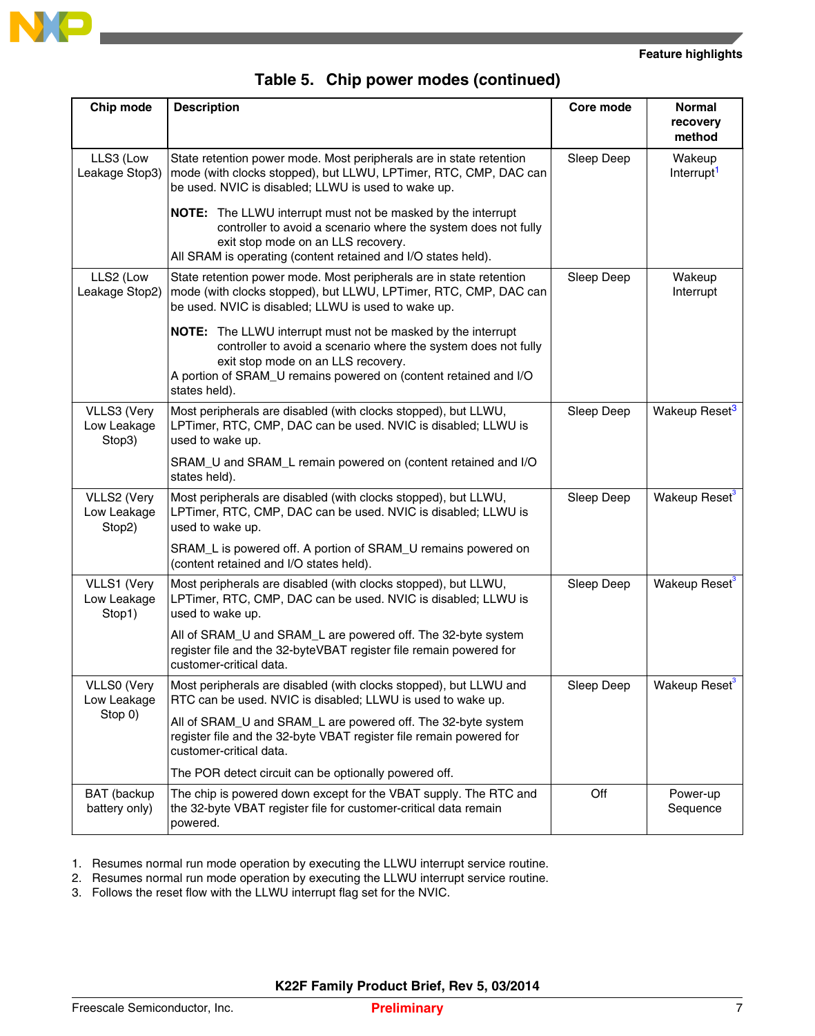**Table 5. Chip power modes (continued)**

| Chip mode | Description | Core mode | Normal recovery method |
|---|---|---|---|
| LLS3 (Low Leakage Stop3) | State retention power mode. Most peripherals are in state retention mode (with clocks stopped), but LLWU, LPTimer, RTC, CMP, DAC can be used. NVIC is disabled; LLWU is used to wake up.<br><br>**NOTE:** The LLWU interrupt must not be masked by the interrupt controller to avoid a scenario where the system does not fully exit stop mode on an LLS recovery.<br>All SRAM is operating (content retained and I/O states held). | Sleep Deep | Wakeup Interrupt[1] |
| LLS2 (Low Leakage Stop2) | State retention power mode. Most peripherals are in state retention mode (with clocks stopped), but LLWU, LPTimer, RTC, CMP, DAC can be used. NVIC is disabled; LLWU is used to wake up.<br><br>**NOTE:** The LLWU interrupt must not be masked by the interrupt controller to avoid a scenario where the system does not fully exit stop mode on an LLS recovery.<br>A portion of SRAM_U remains powered on (content retained and I/O states held). | Sleep Deep | Wakeup Interrupt |
| VLLS3 (Very Low Leakage Stop3) | Most peripherals are disabled (with clocks stopped), but LLWU, LPTimer, RTC, CMP, DAC can be used. NVIC is disabled; LLWU is used to wake up.<br><br>SRAM_U and SRAM_L remain powered on (content retained and I/O states held). | Sleep Deep | Wakeup Reset[3] |
| VLLS2 (Very Low Leakage Stop2) | Most peripherals are disabled (with clocks stopped), but LLWU, LPTimer, RTC, CMP, DAC can be used. NVIC is disabled; LLWU is used to wake up.<br><br>SRAM_L is powered off. A portion of SRAM_U remains powered on (content retained and I/O states held). | Sleep Deep | Wakeup Reset[3] |
| VLLS1 (Very Low Leakage Stop1) | Most peripherals are disabled (with clocks stopped), but LLWU, LPTimer, RTC, CMP, DAC can be used. NVIC is disabled; LLWU is used to wake up.<br><br>All of SRAM_U and SRAM_L are powered off. The 32-byte system register file and the 32-byteVBAT register file remain powered for customer-critical data. | Sleep Deep | Wakeup Reset[3] |
| VLLS0 (Very Low Leakage Stop 0) | Most peripherals are disabled (with clocks stopped), but LLWU and RTC can be used. NVIC is disabled; LLWU is used to wake up.<br><br>All of SRAM_U and SRAM_L are powered off. The 32-byte system register file and the 32-byte VBAT register file remain powered for customer-critical data.<br><br>The POR detect circuit can be optionally powered off. | Sleep Deep | Wakeup Reset[3] |
| BAT (backup battery only) | The chip is powered down except for the VBAT supply. The RTC and the 32-byte VBAT register file for customer-critical data remain powered. | Off | Power-up Sequence |

1. Resumes normal run mode operation by executing the LLWU interrupt service routine.
2. Resumes normal run mode operation by executing the LLWU interrupt service routine.
3. Follows the reset flow with the LLWU interrupt flag set for the NVIC.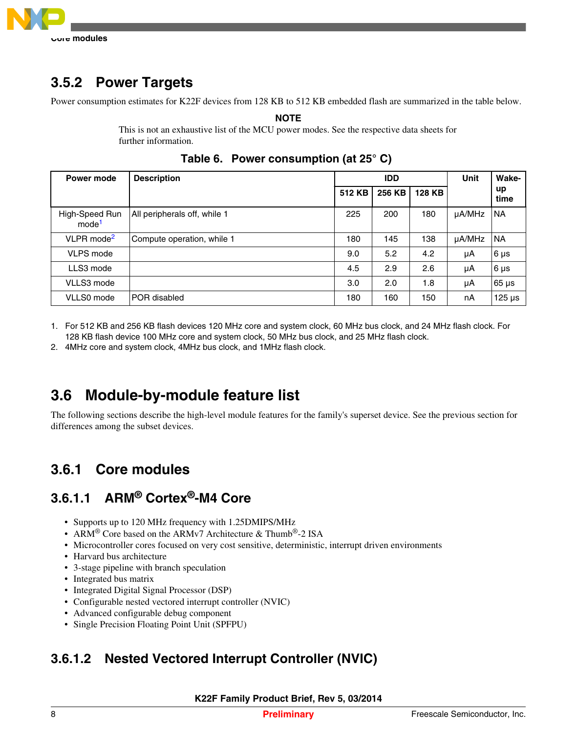### 3.5.2 Power Targets

Power consumption estimates for K22F devices from 128 KB to 512 KB embedded flash are summarized in the table below.

**NOTE**

This is not an exhaustive list of the MCU power modes. See the respective data sheets for further information.

**Table 6. Power consumption (at 25° C)**

| Power mode | Description | IDD | | | Unit | Wake-up time |
|---|---|---|---|---|---|---|
| | | 512 KB | 256 KB | 128 KB | | |
| High-Speed Run mode[1] | All peripherals off, while 1 | 225 | 200 | 180 | µA/MHz | NA |
| VLPR mode[2] | Compute operation, while 1 | 180 | 145 | 138 | µA/MHz | NA |
| VLPS mode | | 9.0 | 5.2 | 4.2 | µA | 6 µs |
| LLS3 mode | | 4.5 | 2.9 | 2.6 | µA | 6 µs |
| VLLS3 mode | | 3.0 | 2.0 | 1.8 | µA | 65 µs |
| VLLS0 mode | POR disabled | 180 | 160 | 150 | nA | 125 µs |

1. For 512 KB and 256 KB flash devices 120 MHz core and system clock, 60 MHz bus clock, and 24 MHz flash clock. For 128 KB flash device 100 MHz core and system clock, 50 MHz bus clock, and 25 MHz flash clock.
2. 4MHz core and system clock, 4MHz bus clock, and 1MHz flash clock.

## 3.6 Module-by-module feature list

The following sections describe the high-level module features for the family's superset device. See the previous section for differences among the subset devices.

### 3.6.1 Core modules

#### 3.6.1.1 ARM® Cortex®-M4 Core

- Supports up to 120 MHz frequency with 1.25DMIPS/MHz
- ARM® Core based on the ARMv7 Architecture & Thumb®-2 ISA
- Microcontroller cores focused on very cost sensitive, deterministic, interrupt driven environments
- Harvard bus architecture
- 3-stage pipeline with branch speculation
- Integrated bus matrix
- Integrated Digital Signal Processor (DSP)
- Configurable nested vectored interrupt controller (NVIC)
- Advanced configurable debug component
- Single Precision Floating Point Unit (SPFPU)

#### 3.6.1.2 Nested Vectored Interrupt Controller (NVIC)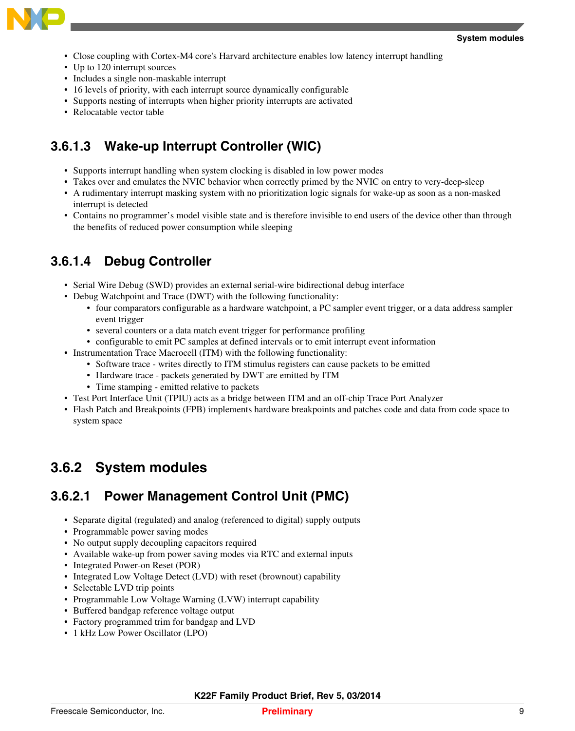- Close coupling with Cortex-M4 core's Harvard architecture enables low latency interrupt handling
- Up to 120 interrupt sources
- Includes a single non-maskable interrupt
- 16 levels of priority, with each interrupt source dynamically configurable
- Supports nesting of interrupts when higher priority interrupts are activated
- Relocatable vector table

#### 3.6.1.3 Wake-up Interrupt Controller (WIC)

- Supports interrupt handling when system clocking is disabled in low power modes
- Takes over and emulates the NVIC behavior when correctly primed by the NVIC on entry to very-deep-sleep
- A rudimentary interrupt masking system with no prioritization logic signals for wake-up as soon as a non-masked interrupt is detected
- Contains no programmer's model visible state and is therefore invisible to end users of the device other than through the benefits of reduced power consumption while sleeping

#### 3.6.1.4 Debug Controller

- Serial Wire Debug (SWD) provides an external serial-wire bidirectional debug interface
- Debug Watchpoint and Trace (DWT) with the following functionality:
  - four comparators configurable as a hardware watchpoint, a PC sampler event trigger, or a data address sampler event trigger
  - several counters or a data match event trigger for performance profiling
  - configurable to emit PC samples at defined intervals or to emit interrupt event information
- Instrumentation Trace Macrocell (ITM) with the following functionality:
  - Software trace - writes directly to ITM stimulus registers can cause packets to be emitted
  - Hardware trace - packets generated by DWT are emitted by ITM
  - Time stamping - emitted relative to packets
- Test Port Interface Unit (TPIU) acts as a bridge between ITM and an off-chip Trace Port Analyzer
- Flash Patch and Breakpoints (FPB) implements hardware breakpoints and patches code and data from code space to system space

### 3.6.2 System modules

#### 3.6.2.1 Power Management Control Unit (PMC)

- Separate digital (regulated) and analog (referenced to digital) supply outputs
- Programmable power saving modes
- No output supply decoupling capacitors required
- Available wake-up from power saving modes via RTC and external inputs
- Integrated Power-on Reset (POR)
- Integrated Low Voltage Detect (LVD) with reset (brownout) capability
- Selectable LVD trip points
- Programmable Low Voltage Warning (LVW) interrupt capability
- Buffered bandgap reference voltage output
- Factory programmed trim for bandgap and LVD
- 1 kHz Low Power Oscillator (LPO)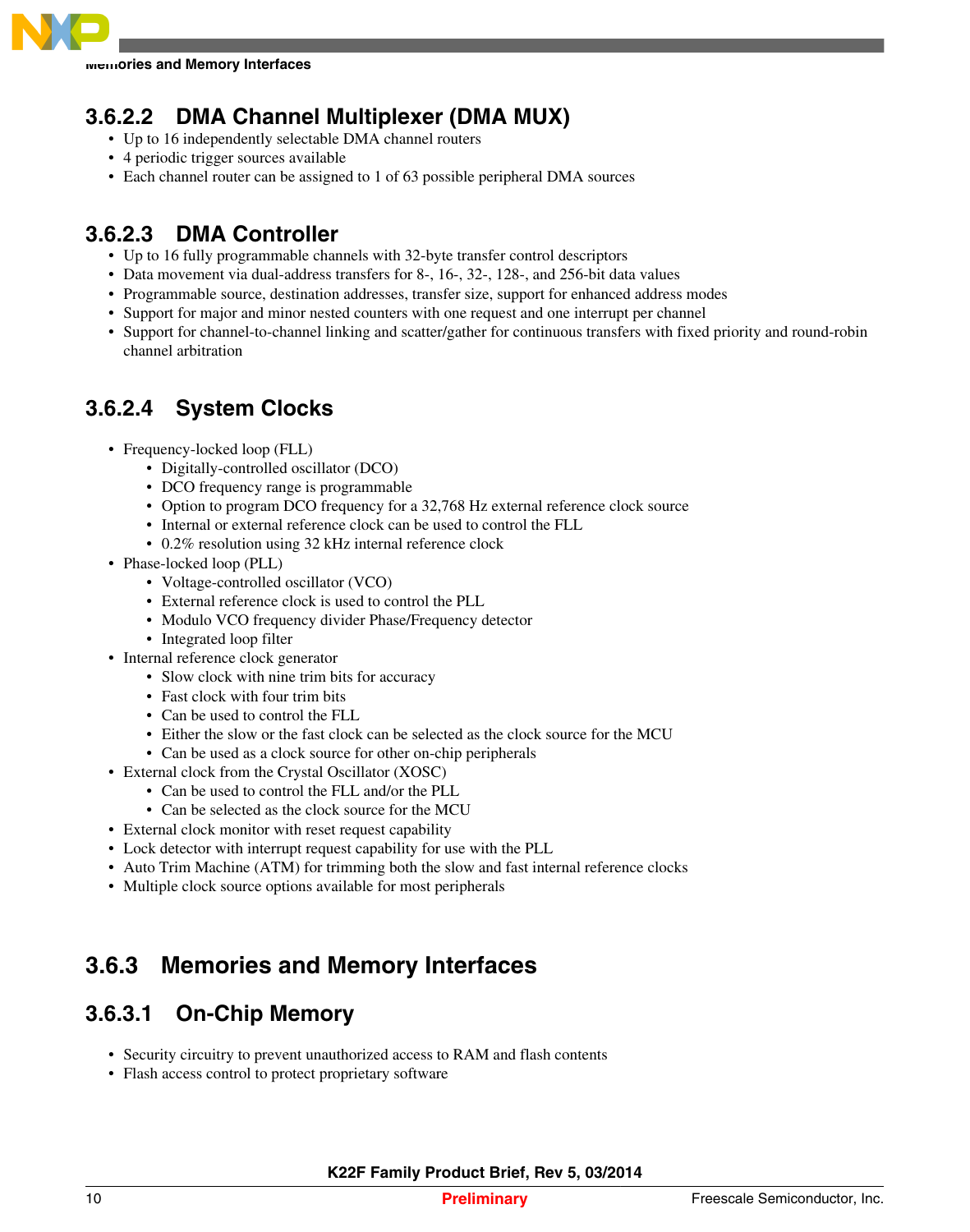### 3.6.2.2 DMA Channel Multiplexer (DMA MUX)

- Up to 16 independently selectable DMA channel routers
- 4 periodic trigger sources available
- Each channel router can be assigned to 1 of 63 possible peripheral DMA sources

### 3.6.2.3 DMA Controller

- Up to 16 fully programmable channels with 32-byte transfer control descriptors
- Data movement via dual-address transfers for 8-, 16-, 32-, 128-, and 256-bit data values
- Programmable source, destination addresses, transfer size, support for enhanced address modes
- Support for major and minor nested counters with one request and one interrupt per channel
- Support for channel-to-channel linking and scatter/gather for continuous transfers with fixed priority and round-robin channel arbitration

### 3.6.2.4 System Clocks

- Frequency-locked loop (FLL)
  - Digitally-controlled oscillator (DCO)
  - DCO frequency range is programmable
  - Option to program DCO frequency for a 32,768 Hz external reference clock source
  - Internal or external reference clock can be used to control the FLL
  - 0.2% resolution using 32 kHz internal reference clock
- Phase-locked loop (PLL)
  - Voltage-controlled oscillator (VCO)
  - External reference clock is used to control the PLL
  - Modulo VCO frequency divider Phase/Frequency detector
  - Integrated loop filter
- Internal reference clock generator
  - Slow clock with nine trim bits for accuracy
  - Fast clock with four trim bits
  - Can be used to control the FLL
  - Either the slow or the fast clock can be selected as the clock source for the MCU
  - Can be used as a clock source for other on-chip peripherals
- External clock from the Crystal Oscillator (XOSC)
  - Can be used to control the FLL and/or the PLL
  - Can be selected as the clock source for the MCU
- External clock monitor with reset request capability
- Lock detector with interrupt request capability for use with the PLL
- Auto Trim Machine (ATM) for trimming both the slow and fast internal reference clocks
- Multiple clock source options available for most peripherals

## 3.6.3 Memories and Memory Interfaces

### 3.6.3.1 On-Chip Memory

- Security circuitry to prevent unauthorized access to RAM and flash contents
- Flash access control to protect proprietary software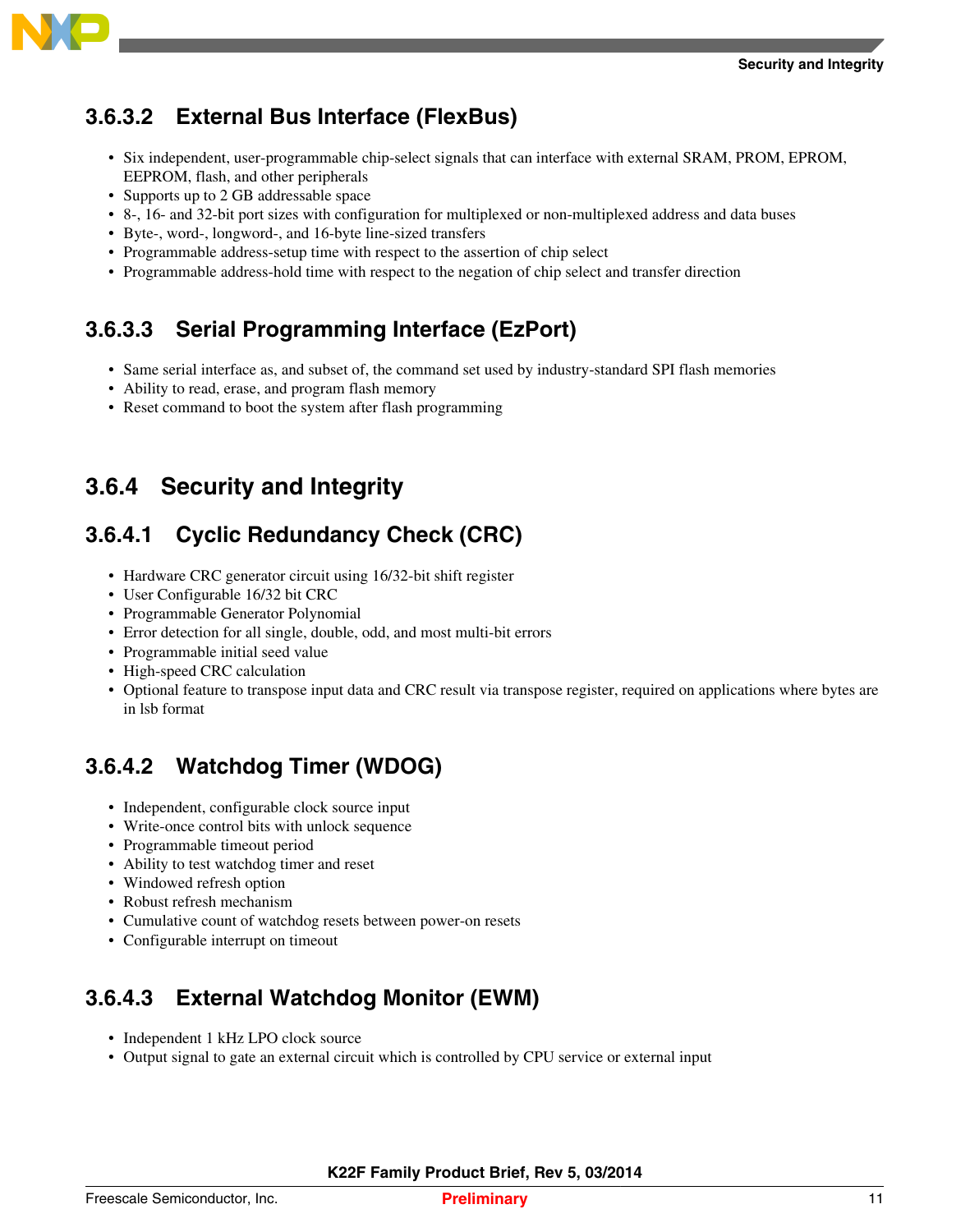#### 3.6.3.2 External Bus Interface (FlexBus)

- Six independent, user-programmable chip-select signals that can interface with external SRAM, PROM, EPROM, EEPROM, flash, and other peripherals
- Supports up to 2 GB addressable space
- 8-, 16- and 32-bit port sizes with configuration for multiplexed or non-multiplexed address and data buses
- Byte-, word-, longword-, and 16-byte line-sized transfers
- Programmable address-setup time with respect to the assertion of chip select
- Programmable address-hold time with respect to the negation of chip select and transfer direction

#### 3.6.3.3 Serial Programming Interface (EzPort)

- Same serial interface as, and subset of, the command set used by industry-standard SPI flash memories
- Ability to read, erase, and program flash memory
- Reset command to boot the system after flash programming

### 3.6.4 Security and Integrity

#### 3.6.4.1 Cyclic Redundancy Check (CRC)

- Hardware CRC generator circuit using 16/32-bit shift register
- User Configurable 16/32 bit CRC
- Programmable Generator Polynomial
- Error detection for all single, double, odd, and most multi-bit errors
- Programmable initial seed value
- High-speed CRC calculation
- Optional feature to transpose input data and CRC result via transpose register, required on applications where bytes are in lsb format

#### 3.6.4.2 Watchdog Timer (WDOG)

- Independent, configurable clock source input
- Write-once control bits with unlock sequence
- Programmable timeout period
- Ability to test watchdog timer and reset
- Windowed refresh option
- Robust refresh mechanism
- Cumulative count of watchdog resets between power-on resets
- Configurable interrupt on timeout

#### 3.6.4.3 External Watchdog Monitor (EWM)

- Independent 1 kHz LPO clock source
- Output signal to gate an external circuit which is controlled by CPU service or external input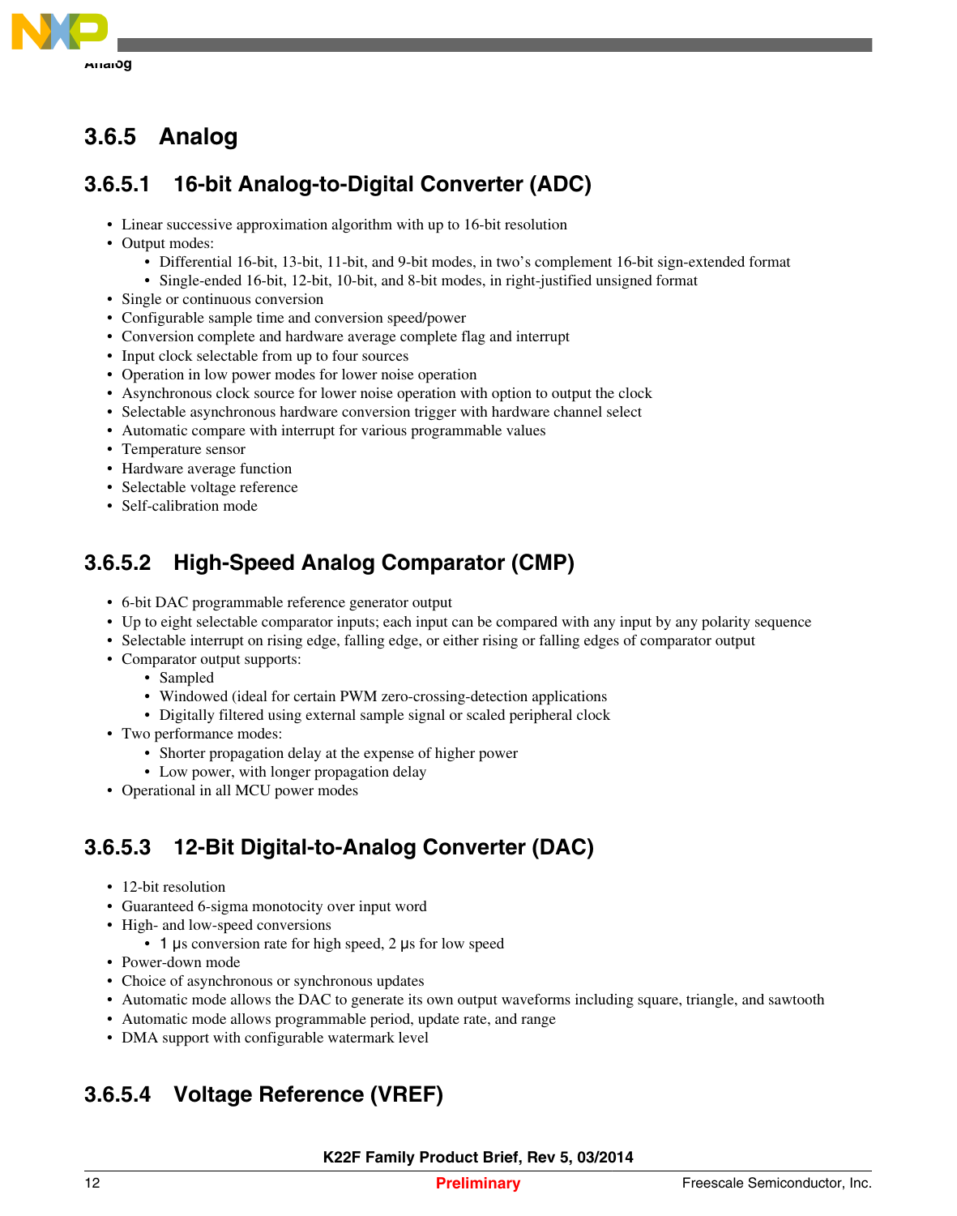### 3.6.5 Analog

#### 3.6.5.1 16-bit Analog-to-Digital Converter (ADC)

- Linear successive approximation algorithm with up to 16-bit resolution
- Output modes:
  - Differential 16-bit, 13-bit, 11-bit, and 9-bit modes, in two's complement 16-bit sign-extended format
  - Single-ended 16-bit, 12-bit, 10-bit, and 8-bit modes, in right-justified unsigned format
- Single or continuous conversion
- Configurable sample time and conversion speed/power
- Conversion complete and hardware average complete flag and interrupt
- Input clock selectable from up to four sources
- Operation in low power modes for lower noise operation
- Asynchronous clock source for lower noise operation with option to output the clock
- Selectable asynchronous hardware conversion trigger with hardware channel select
- Automatic compare with interrupt for various programmable values
- Temperature sensor
- Hardware average function
- Selectable voltage reference
- Self-calibration mode

#### 3.6.5.2 High-Speed Analog Comparator (CMP)

- 6-bit DAC programmable reference generator output
- Up to eight selectable comparator inputs; each input can be compared with any input by any polarity sequence
- Selectable interrupt on rising edge, falling edge, or either rising or falling edges of comparator output
- Comparator output supports:
  - Sampled
  - Windowed (ideal for certain PWM zero-crossing-detection applications
  - Digitally filtered using external sample signal or scaled peripheral clock
- Two performance modes:
  - Shorter propagation delay at the expense of higher power
  - Low power, with longer propagation delay
- Operational in all MCU power modes

#### 3.6.5.3 12-Bit Digital-to-Analog Converter (DAC)

- 12-bit resolution
- Guaranteed 6-sigma monotocity over input word
- High- and low-speed conversions
  - 1 μs conversion rate for high speed, 2 μs for low speed
- Power-down mode
- Choice of asynchronous or synchronous updates
- Automatic mode allows the DAC to generate its own output waveforms including square, triangle, and sawtooth
- Automatic mode allows programmable period, update rate, and range
- DMA support with configurable watermark level

#### 3.6.5.4 Voltage Reference (VREF)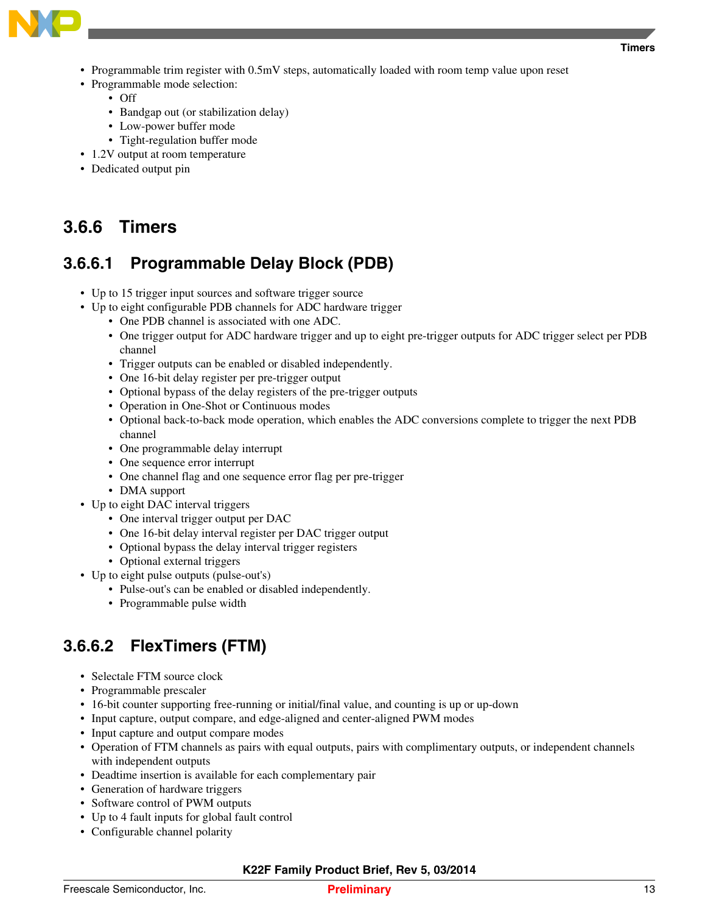- Programmable trim register with 0.5mV steps, automatically loaded with room temp value upon reset
- Programmable mode selection:
  - Off
  - Bandgap out (or stabilization delay)
  - Low-power buffer mode
  - Tight-regulation buffer mode
- 1.2V output at room temperature
- Dedicated output pin

### 3.6.6 Timers

#### 3.6.6.1 Programmable Delay Block (PDB)

- Up to 15 trigger input sources and software trigger source
- Up to eight configurable PDB channels for ADC hardware trigger
  - One PDB channel is associated with one ADC.
  - One trigger output for ADC hardware trigger and up to eight pre-trigger outputs for ADC trigger select per PDB channel
  - Trigger outputs can be enabled or disabled independently.
  - One 16-bit delay register per pre-trigger output
  - Optional bypass of the delay registers of the pre-trigger outputs
  - Operation in One-Shot or Continuous modes
  - Optional back-to-back mode operation, which enables the ADC conversions complete to trigger the next PDB channel
  - One programmable delay interrupt
  - One sequence error interrupt
  - One channel flag and one sequence error flag per pre-trigger
  - DMA support
- Up to eight DAC interval triggers
  - One interval trigger output per DAC
  - One 16-bit delay interval register per DAC trigger output
  - Optional bypass the delay interval trigger registers
  - Optional external triggers
- Up to eight pulse outputs (pulse-out's)
  - Pulse-out's can be enabled or disabled independently.
  - Programmable pulse width

#### 3.6.6.2 FlexTimers (FTM)

- Selectale FTM source clock
- Programmable prescaler
- 16-bit counter supporting free-running or initial/final value, and counting is up or up-down
- Input capture, output compare, and edge-aligned and center-aligned PWM modes
- Input capture and output compare modes
- Operation of FTM channels as pairs with equal outputs, pairs with complimentary outputs, or independent channels with independent outputs
- Deadtime insertion is available for each complementary pair
- Generation of hardware triggers
- Software control of PWM outputs
- Up to 4 fault inputs for global fault control
- Configurable channel polarity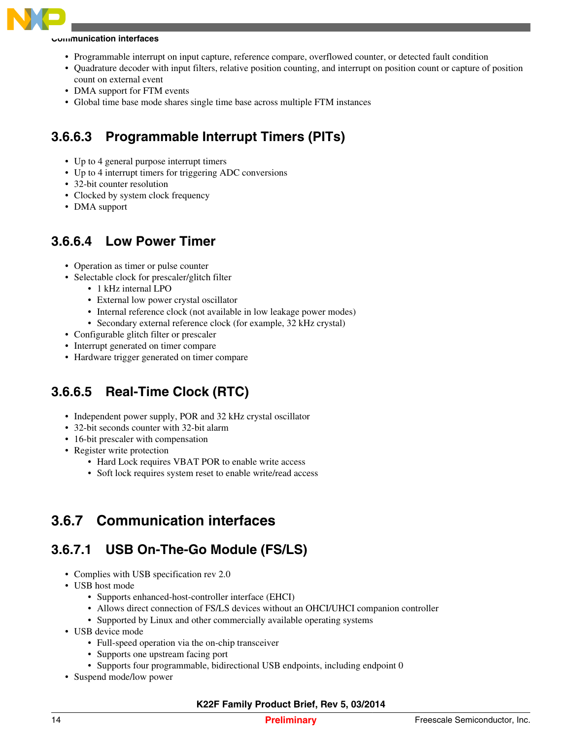- Programmable interrupt on input capture, reference compare, overflowed counter, or detected fault condition
- Quadrature decoder with input filters, relative position counting, and interrupt on position count or capture of position count on external event
- DMA support for FTM events
- Global time base mode shares single time base across multiple FTM instances

#### 3.6.6.3 Programmable Interrupt Timers (PITs)

- Up to 4 general purpose interrupt timers
- Up to 4 interrupt timers for triggering ADC conversions
- 32-bit counter resolution
- Clocked by system clock frequency
- DMA support

#### 3.6.6.4 Low Power Timer

- Operation as timer or pulse counter
- Selectable clock for prescaler/glitch filter
  - 1 kHz internal LPO
  - External low power crystal oscillator
  - Internal reference clock (not available in low leakage power modes)
  - Secondary external reference clock (for example, 32 kHz crystal)
- Configurable glitch filter or prescaler
- Interrupt generated on timer compare
- Hardware trigger generated on timer compare

#### 3.6.6.5 Real-Time Clock (RTC)

- Independent power supply, POR and 32 kHz crystal oscillator
- 32-bit seconds counter with 32-bit alarm
- 16-bit prescaler with compensation
- Register write protection
  - Hard Lock requires VBAT POR to enable write access
  - Soft lock requires system reset to enable write/read access

### 3.6.7 Communication interfaces

#### 3.6.7.1 USB On-The-Go Module (FS/LS)

- Complies with USB specification rev 2.0
- USB host mode
  - Supports enhanced-host-controller interface (EHCI)
  - Allows direct connection of FS/LS devices without an OHCI/UHCI companion controller
  - Supported by Linux and other commercially available operating systems
- USB device mode
  - Full-speed operation via the on-chip transceiver
  - Supports one upstream facing port
  - Supports four programmable, bidirectional USB endpoints, including endpoint 0
- Suspend mode/low power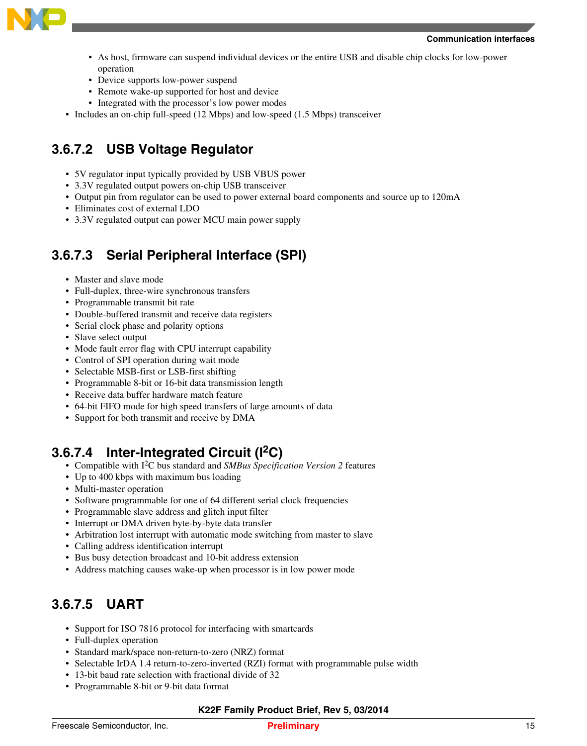- As host, firmware can suspend individual devices or the entire USB and disable chip clocks for low-power operation
- Device supports low-power suspend
- Remote wake-up supported for host and device
- Integrated with the processor's low power modes

- Includes an on-chip full-speed (12 Mbps) and low-speed (1.5 Mbps) transceiver

### 3.6.7.2 USB Voltage Regulator

- 5V regulator input typically provided by USB VBUS power
- 3.3V regulated output powers on-chip USB transceiver
- Output pin from regulator can be used to power external board components and source up to 120mA
- Eliminates cost of external LDO
- 3.3V regulated output can power MCU main power supply

### 3.6.7.3 Serial Peripheral Interface (SPI)

- Master and slave mode
- Full-duplex, three-wire synchronous transfers
- Programmable transmit bit rate
- Double-buffered transmit and receive data registers
- Serial clock phase and polarity options
- Slave select output
- Mode fault error flag with CPU interrupt capability
- Control of SPI operation during wait mode
- Selectable MSB-first or LSB-first shifting
- Programmable 8-bit or 16-bit data transmission length
- Receive data buffer hardware match feature
- 64-bit FIFO mode for high speed transfers of large amounts of data
- Support for both transmit and receive by DMA

### 3.6.7.4 Inter-Integrated Circuit (I²C)

- Compatible with I²C bus standard and *SMBus Specification Version 2* features
- Up to 400 kbps with maximum bus loading
- Multi-master operation
- Software programmable for one of 64 different serial clock frequencies
- Programmable slave address and glitch input filter
- Interrupt or DMA driven byte-by-byte data transfer
- Arbitration lost interrupt with automatic mode switching from master to slave
- Calling address identification interrupt
- Bus busy detection broadcast and 10-bit address extension
- Address matching causes wake-up when processor is in low power mode

### 3.6.7.5 UART

- Support for ISO 7816 protocol for interfacing with smartcards
- Full-duplex operation
- Standard mark/space non-return-to-zero (NRZ) format
- Selectable IrDA 1.4 return-to-zero-inverted (RZI) format with programmable pulse width
- 13-bit baud rate selection with fractional divide of 32
- Programmable 8-bit or 9-bit data format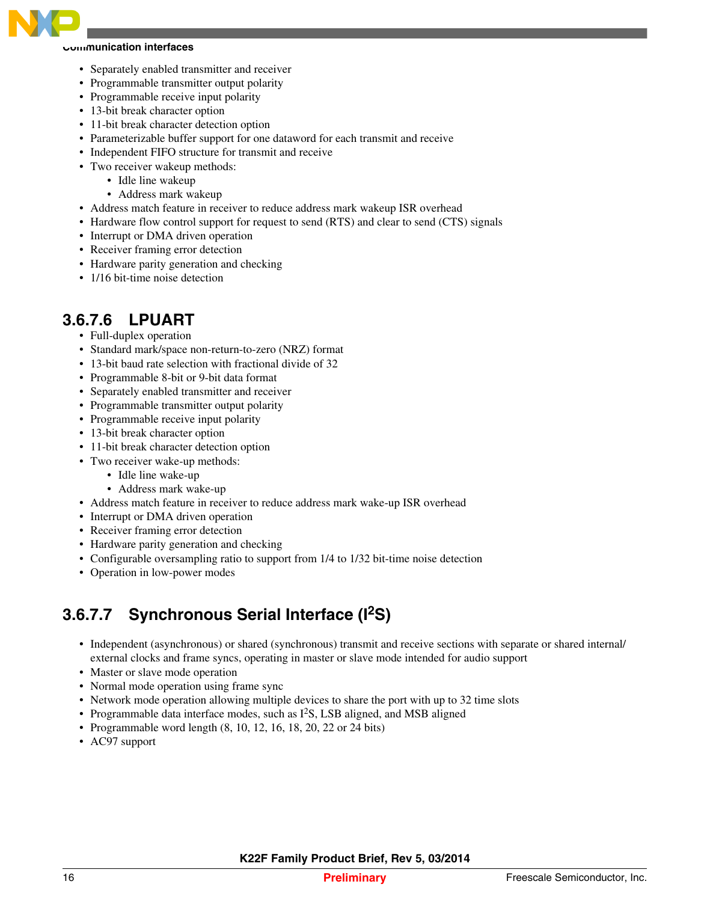- Separately enabled transmitter and receiver
- Programmable transmitter output polarity
- Programmable receive input polarity
- 13-bit break character option
- 11-bit break character detection option
- Parameterizable buffer support for one dataword for each transmit and receive
- Independent FIFO structure for transmit and receive
- Two receiver wakeup methods:
  - Idle line wakeup
  - Address mark wakeup
- Address match feature in receiver to reduce address mark wakeup ISR overhead
- Hardware flow control support for request to send (RTS) and clear to send (CTS) signals
- Interrupt or DMA driven operation
- Receiver framing error detection
- Hardware parity generation and checking
- 1/16 bit-time noise detection

#### 3.6.7.6 LPUART

- Full-duplex operation
- Standard mark/space non-return-to-zero (NRZ) format
- 13-bit baud rate selection with fractional divide of 32
- Programmable 8-bit or 9-bit data format
- Separately enabled transmitter and receiver
- Programmable transmitter output polarity
- Programmable receive input polarity
- 13-bit break character option
- 11-bit break character detection option
- Two receiver wake-up methods:
  - Idle line wake-up
  - Address mark wake-up
- Address match feature in receiver to reduce address mark wake-up ISR overhead
- Interrupt or DMA driven operation
- Receiver framing error detection
- Hardware parity generation and checking
- Configurable oversampling ratio to support from 1/4 to 1/32 bit-time noise detection
- Operation in low-power modes

#### 3.6.7.7 Synchronous Serial Interface ($I^2S$)

- Independent (asynchronous) or shared (synchronous) transmit and receive sections with separate or shared internal/external clocks and frame syncs, operating in master or slave mode intended for audio support
- Master or slave mode operation
- Normal mode operation using frame sync
- Network mode operation allowing multiple devices to share the port with up to 32 time slots
- Programmable data interface modes, such as $I^2S$, LSB aligned, and MSB aligned
- Programmable word length (8, 10, 12, 16, 18, 20, 22 or 24 bits)
- AC97 support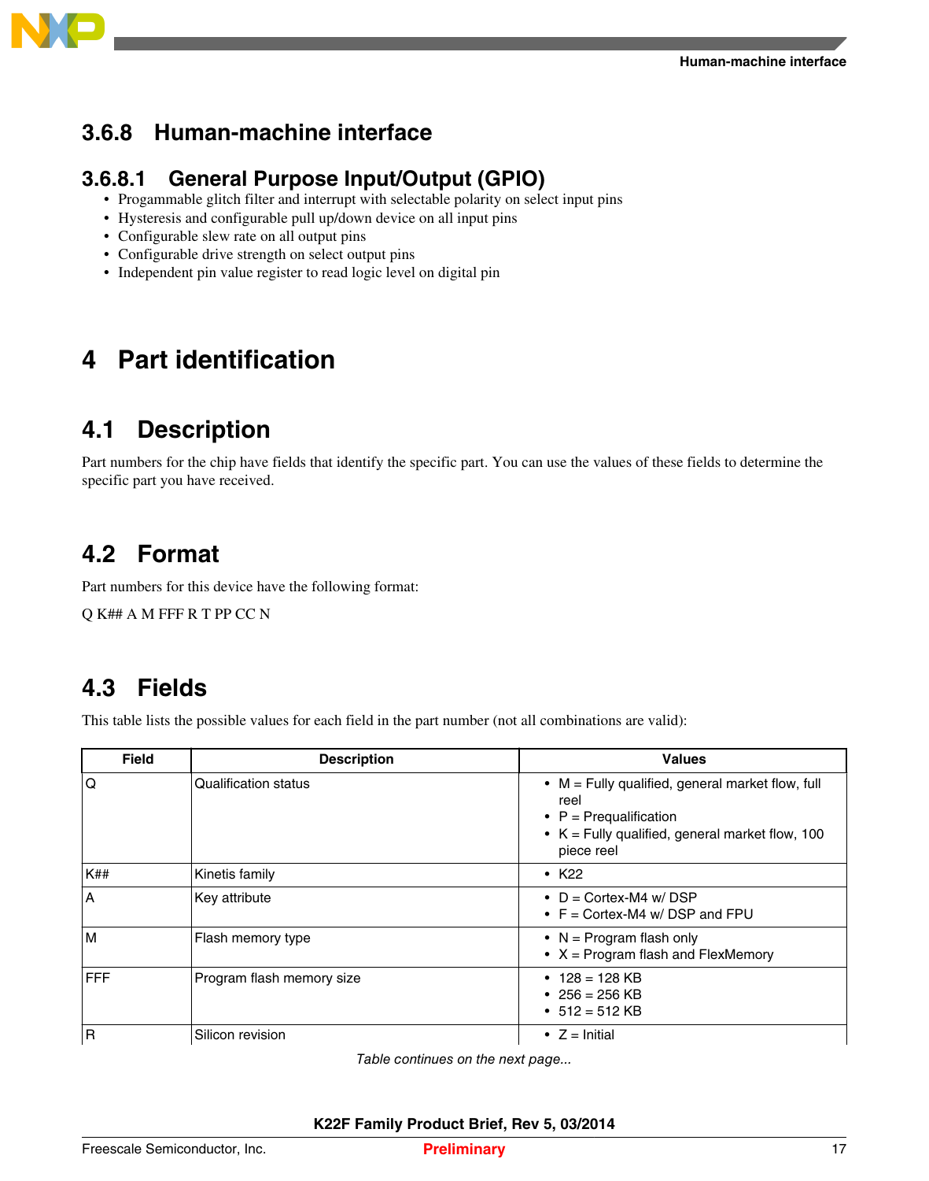### 3.6.8 Human-machine interface

#### 3.6.8.1 General Purpose Input/Output (GPIO)

- Progammable glitch filter and interrupt with selectable polarity on select input pins
- Hysteresis and configurable pull up/down device on all input pins
- Configurable slew rate on all output pins
- Configurable drive strength on select output pins
- Independent pin value register to read logic level on digital pin

# 4 Part identification

## 4.1 Description

Part numbers for the chip have fields that identify the specific part. You can use the values of these fields to determine the specific part you have received.

## 4.2 Format

Part numbers for this device have the following format:

Q K## A M FFF R T PP CC N

## 4.3 Fields

This table lists the possible values for each field in the part number (not all combinations are valid):

| Field | Description | Values |
| --- | --- | --- |
| Q | Qualification status | • M = Fully qualified, general market flow, full reel<br>• P = Prequalification<br>• K = Fully qualified, general market flow, 100 piece reel |
| K## | Kinetis family | • K22 |
| A | Key attribute | • D = Cortex-M4 w/ DSP<br>• F = Cortex-M4 w/ DSP and FPU |
| M | Flash memory type | • N = Program flash only<br>• X = Program flash and FlexMemory |
| FFF | Program flash memory size | • 128 = 128 KB<br>• 256 = 256 KB<br>• 512 = 512 KB |
| R | Silicon revision | • Z = Initial |

*Table continues on the next page...*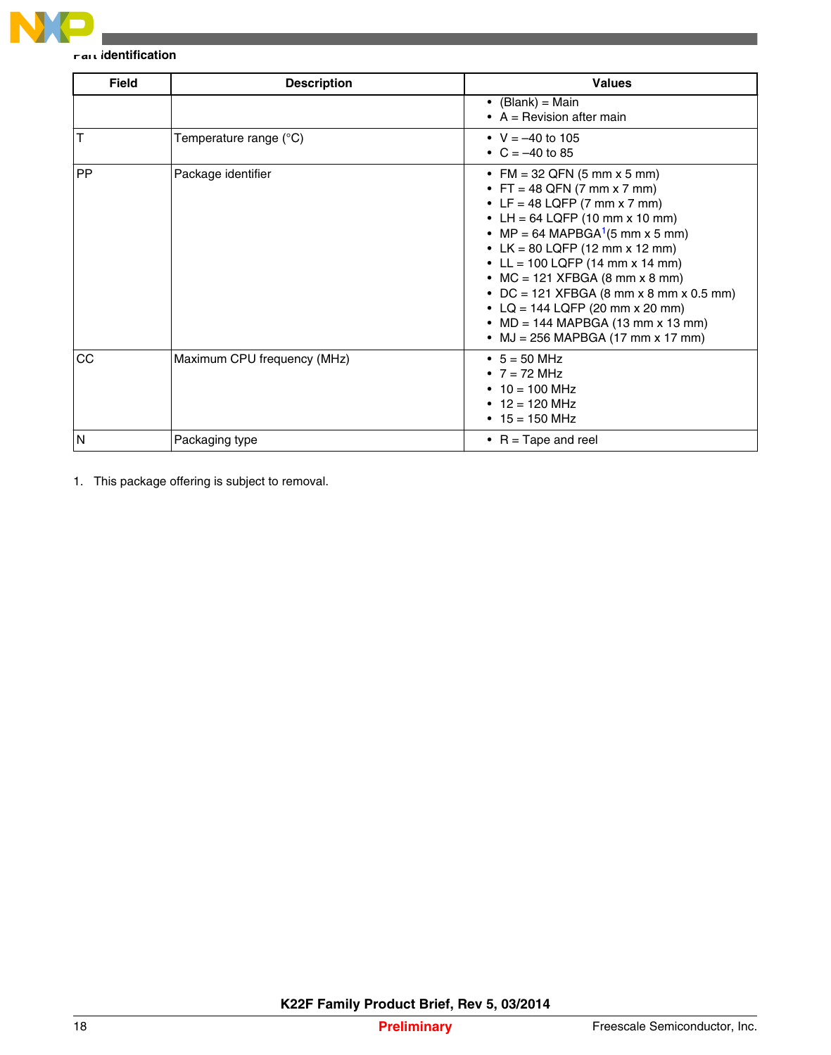Part identification

| Field | Description | Values |
|---|---|---|
| | | • (Blank) = Main<br>• A = Revision after main |
| T | Temperature range (°C) | • V = –40 to 105<br>• C = –40 to 85 |
| PP | Package identifier | • FM = 32 QFN (5 mm x 5 mm)<br>• FT = 48 QFN (7 mm x 7 mm)<br>• LF = 48 LQFP (7 mm x 7 mm)<br>• LH = 64 LQFP (10 mm x 10 mm)<br>• MP = 64 MAPBGA[1](5 mm x 5 mm)<br>• LK = 80 LQFP (12 mm x 12 mm)<br>• LL = 100 LQFP (14 mm x 14 mm)<br>• MC = 121 XFBGA (8 mm x 8 mm)<br>• DC = 121 XFBGA (8 mm x 8 mm x 0.5 mm)<br>• LQ = 144 LQFP (20 mm x 20 mm)<br>• MD = 144 MAPBGA (13 mm x 13 mm)<br>• MJ = 256 MAPBGA (17 mm x 17 mm) |
| CC | Maximum CPU frequency (MHz) | • 5 = 50 MHz<br>• 7 = 72 MHz<br>• 10 = 100 MHz<br>• 12 = 120 MHz<br>• 15 = 150 MHz |
| N | Packaging type | • R = Tape and reel |

1. This package offering is subject to removal.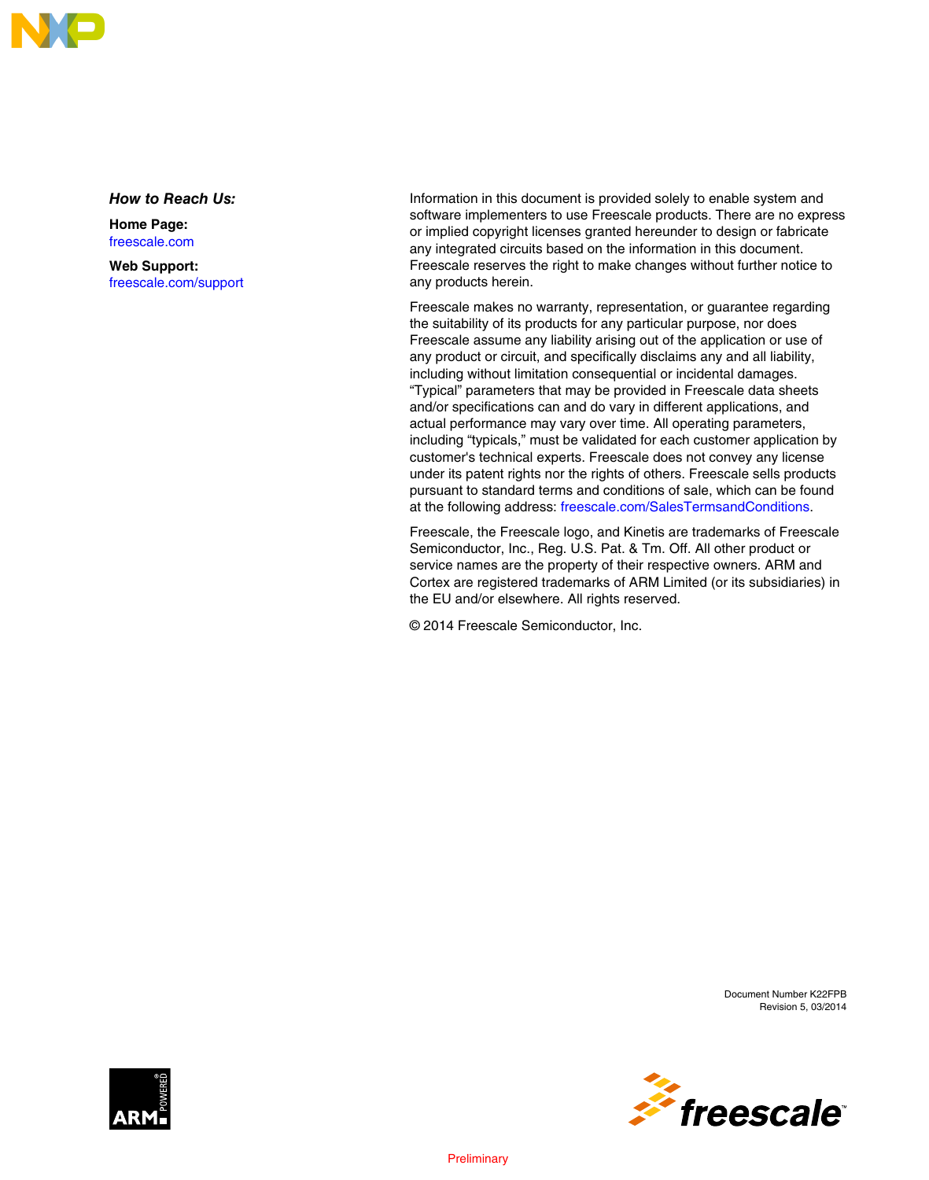***How to Reach Us:***

**Home Page:**
freescale.com

**Web Support:**
freescale.com/support

Information in this document is provided solely to enable system and software implementers to use Freescale products. There are no express or implied copyright licenses granted hereunder to design or fabricate any integrated circuits based on the information in this document. Freescale reserves the right to make changes without further notice to any products herein.

Freescale makes no warranty, representation, or guarantee regarding the suitability of its products for any particular purpose, nor does Freescale assume any liability arising out of the application or use of any product or circuit, and specifically disclaims any and all liability, including without limitation consequential or incidental damages. “Typical” parameters that may be provided in Freescale data sheets and/or specifications can and do vary in different applications, and actual performance may vary over time. All operating parameters, including “typicals,” must be validated for each customer application by customer's technical experts. Freescale does not convey any license under its patent rights nor the rights of others. Freescale sells products pursuant to standard terms and conditions of sale, which can be found at the following address: freescale.com/SalesTermsandConditions.

Freescale, the Freescale logo, and Kinetis are trademarks of Freescale Semiconductor, Inc., Reg. U.S. Pat. & Tm. Off. All other product or service names are the property of their respective owners. ARM and Cortex are registered trademarks of ARM Limited (or its subsidiaries) in the EU and/or elsewhere. All rights reserved.

© 2014 Freescale Semiconductor, Inc.

Document Number K22FPB
Revision 5, 03/2014